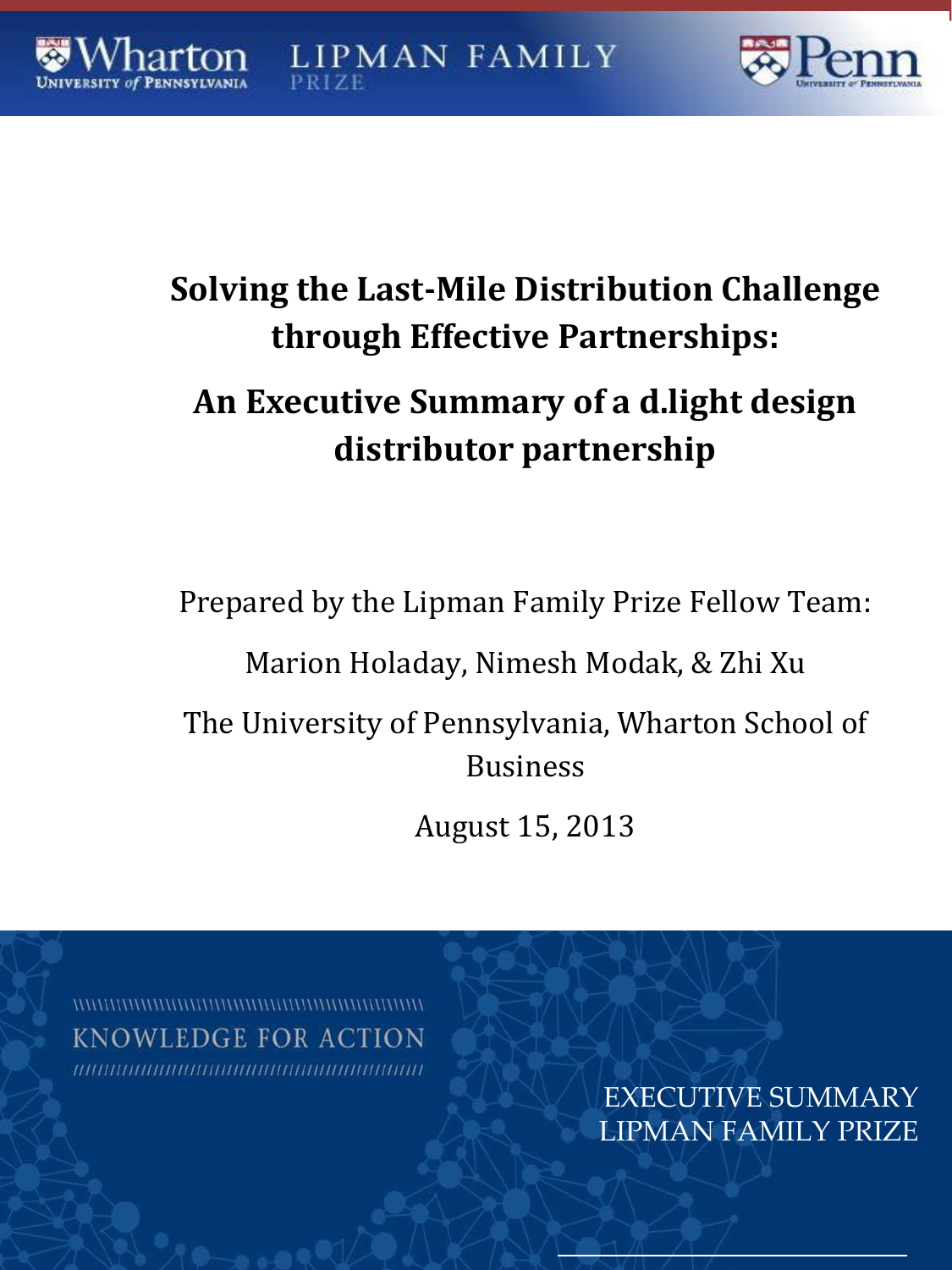# Solving the Last-Mile Distribution Challenge through Effective Partnerships:

## An Executive Summary of a d.light design distributor partnership

Prepared by the Lipman Family Prize Fellow Team:

Marion Holaday, Nimesh Modak, & Zhi Xu

The University of Pennsylvania, Wharton School of Business

August 15, 2013

KNOWLEDGE FOR ACTION

EXECUTIVE SUMMARY
LIPMAN FAMILY PRIZE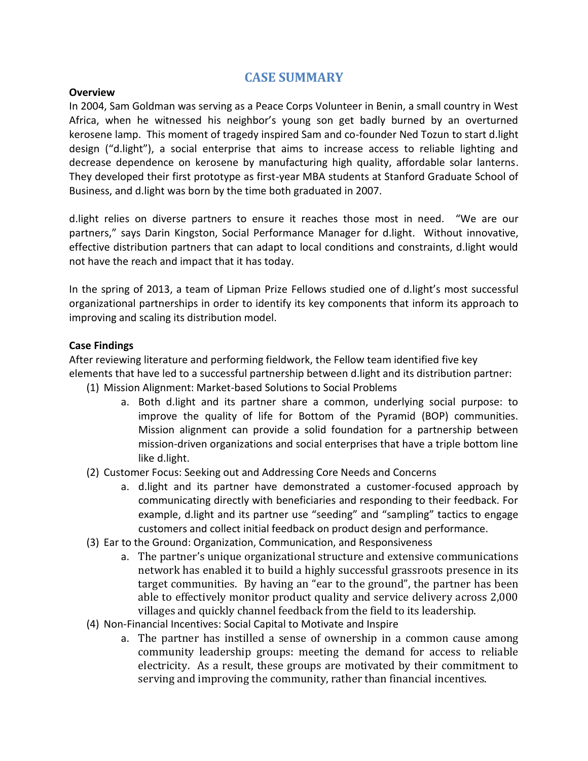# CASE SUMMARY

**Overview**

In 2004, Sam Goldman was serving as a Peace Corps Volunteer in Benin, a small country in West Africa, when he witnessed his neighbor's young son get badly burned by an overturned kerosene lamp. This moment of tragedy inspired Sam and co-founder Ned Tozun to start d.light design ("d.light"), a social enterprise that aims to increase access to reliable lighting and decrease dependence on kerosene by manufacturing high quality, affordable solar lanterns. They developed their first prototype as first-year MBA students at Stanford Graduate School of Business, and d.light was born by the time both graduated in 2007.

d.light relies on diverse partners to ensure it reaches those most in need. "We are our partners," says Darin Kingston, Social Performance Manager for d.light. Without innovative, effective distribution partners that can adapt to local conditions and constraints, d.light would not have the reach and impact that it has today.

In the spring of 2013, a team of Lipman Prize Fellows studied one of d.light's most successful organizational partnerships in order to identify its key components that inform its approach to improving and scaling its distribution model.

**Case Findings**

After reviewing literature and performing fieldwork, the Fellow team identified five key elements that have led to a successful partnership between d.light and its distribution partner:

(1) Mission Alignment: Market-based Solutions to Social Problems
   a. Both d.light and its partner share a common, underlying social purpose: to improve the quality of life for Bottom of the Pyramid (BOP) communities. Mission alignment can provide a solid foundation for a partnership between mission-driven organizations and social enterprises that have a triple bottom line like d.light.

(2) Customer Focus: Seeking out and Addressing Core Needs and Concerns
   a. d.light and its partner have demonstrated a customer-focused approach by communicating directly with beneficiaries and responding to their feedback. For example, d.light and its partner use "seeding" and "sampling" tactics to engage customers and collect initial feedback on product design and performance.

(3) Ear to the Ground: Organization, Communication, and Responsiveness
   a. The partner's unique organizational structure and extensive communications network has enabled it to build a highly successful grassroots presence in its target communities. By having an "ear to the ground", the partner has been able to effectively monitor product quality and service delivery across 2,000 villages and quickly channel feedback from the field to its leadership.

(4) Non-Financial Incentives: Social Capital to Motivate and Inspire
   a. The partner has instilled a sense of ownership in a common cause among community leadership groups: meeting the demand for access to reliable electricity. As a result, these groups are motivated by their commitment to serving and improving the community, rather than financial incentives.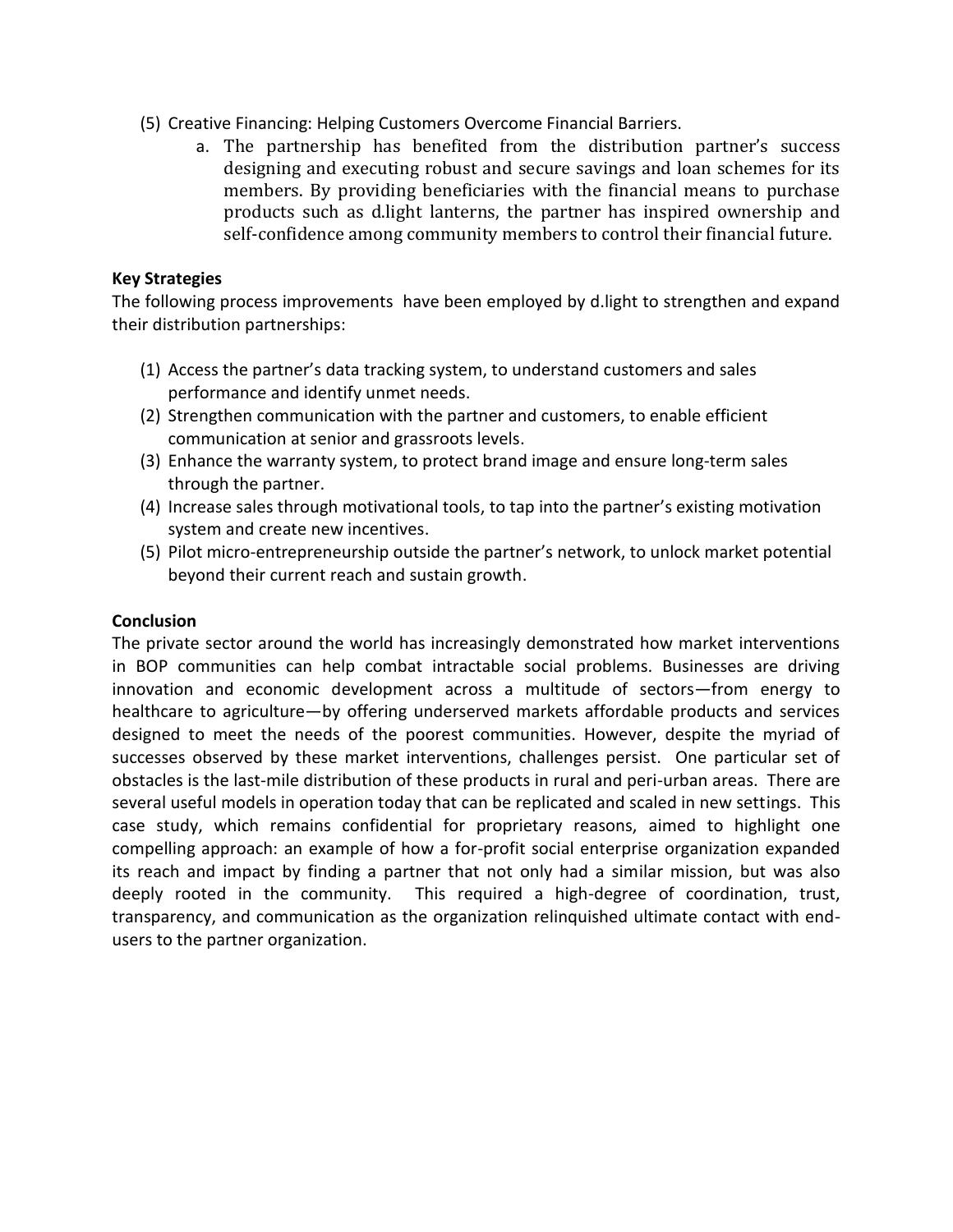(5) Creative Financing: Helping Customers Overcome Financial Barriers.

   a. The partnership has benefited from the distribution partner's success designing and executing robust and secure savings and loan schemes for its members. By providing beneficiaries with the financial means to purchase products such as d.light lanterns, the partner has inspired ownership and self-confidence among community members to control their financial future.

**Key Strategies**

The following process improvements have been employed by d.light to strengthen and expand their distribution partnerships:

(1) Access the partner's data tracking system, to understand customers and sales performance and identify unmet needs.

(2) Strengthen communication with the partner and customers, to enable efficient communication at senior and grassroots levels.

(3) Enhance the warranty system, to protect brand image and ensure long-term sales through the partner.

(4) Increase sales through motivational tools, to tap into the partner's existing motivation system and create new incentives.

(5) Pilot micro-entrepreneurship outside the partner's network, to unlock market potential beyond their current reach and sustain growth.

**Conclusion**

The private sector around the world has increasingly demonstrated how market interventions in BOP communities can help combat intractable social problems. Businesses are driving innovation and economic development across a multitude of sectors—from energy to healthcare to agriculture—by offering underserved markets affordable products and services designed to meet the needs of the poorest communities. However, despite the myriad of successes observed by these market interventions, challenges persist. One particular set of obstacles is the last-mile distribution of these products in rural and peri-urban areas. There are several useful models in operation today that can be replicated and scaled in new settings. This case study, which remains confidential for proprietary reasons, aimed to highlight one compelling approach: an example of how a for-profit social enterprise organization expanded its reach and impact by finding a partner that not only had a similar mission, but was also deeply rooted in the community. This required a high-degree of coordination, trust, transparency, and communication as the organization relinquished ultimate contact with end-users to the partner organization.